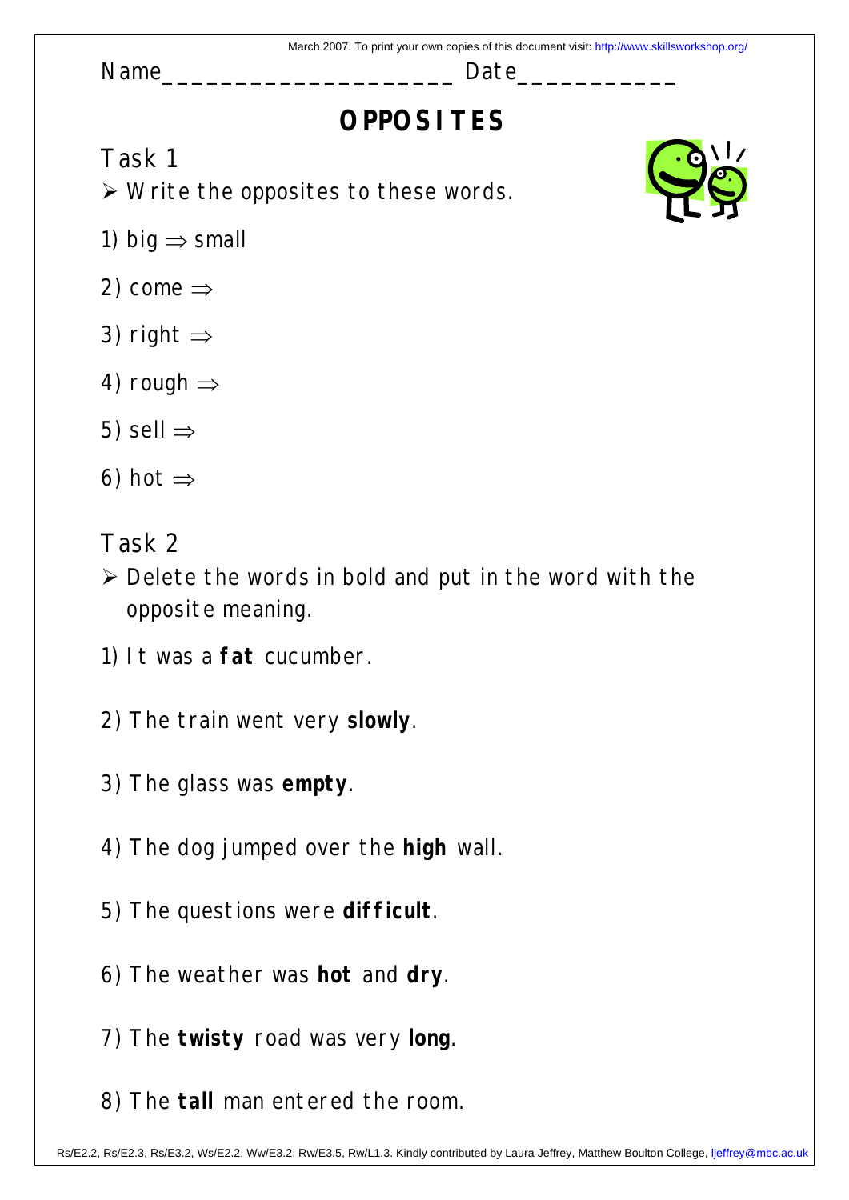March 2007. To print your own copies of this document visit: http://www.skillsworkshop.org/

Name____________________ Date___________

# OPPOSITES

## Task 1

- Write the opposites to these words.

1) big ⇒ small

2) come ⇒

3) right ⇒

4) rough ⇒

5) sell ⇒

6) hot ⇒

## Task 2

- Delete the words in bold and put in the word with the opposite meaning.

1) It was a **fat** cucumber.

2) The train went very **slowly**.

3) The glass was **empty**.

4) The dog jumped over the **high** wall.

5) The questions were **difficult**.

6) The weather was **hot** and **dry**.

7) The **twisty** road was very **long**.

8) The **tall** man entered the room.

Rs/E2.2, Rs/E2.3, Rs/E3.2, Ws/E2.2, Ww/E3.2, Rw/E3.5, Rw/L1.3. Kindly contributed by Laura Jeffrey, Matthew Boulton College, ljeffrey@mbc.ac.uk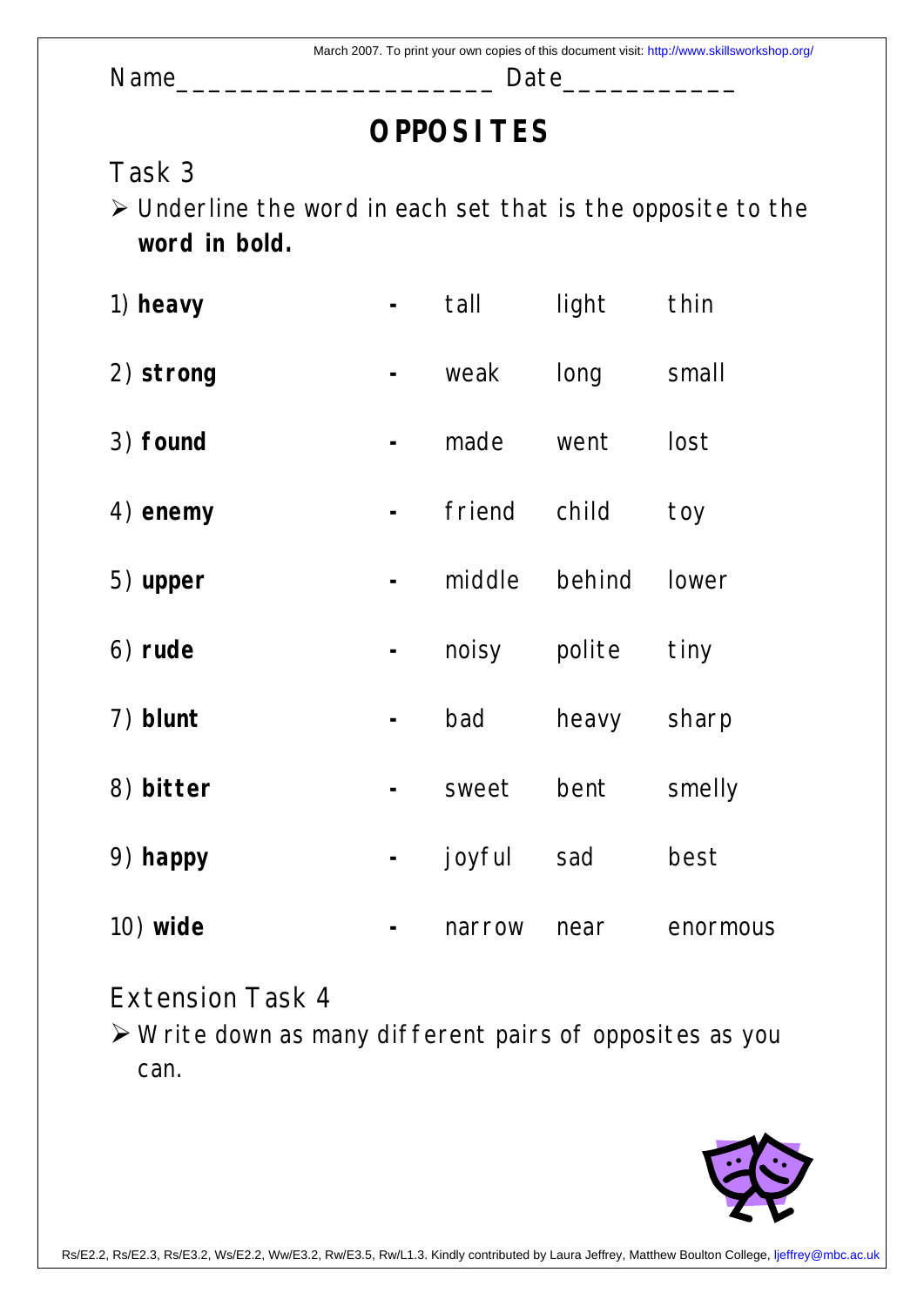Name____________________ Date___________

# OPPOSITES

## Task 3

- Underline the word in each set that is the opposite to the **word in bold.**

| | | | | |
|---|---|---|---|---|
| 1) **heavy** | - | tall | light | thin |
| 2) **strong** | - | weak | long | small |
| 3) **found** | - | made | went | lost |
| 4) **enemy** | - | friend | child | toy |
| 5) **upper** | - | middle | behind | lower |
| 6) **rude** | - | noisy | polite | tiny |
| 7) **blunt** | - | bad | heavy | sharp |
| 8) **bitter** | - | sweet | bent | smelly |
| 9) **happy** | - | joyful | sad | best |
| 10) **wide** | - | narrow | near | enormous |

## Extension Task 4

- Write down as many different pairs of opposites as you can.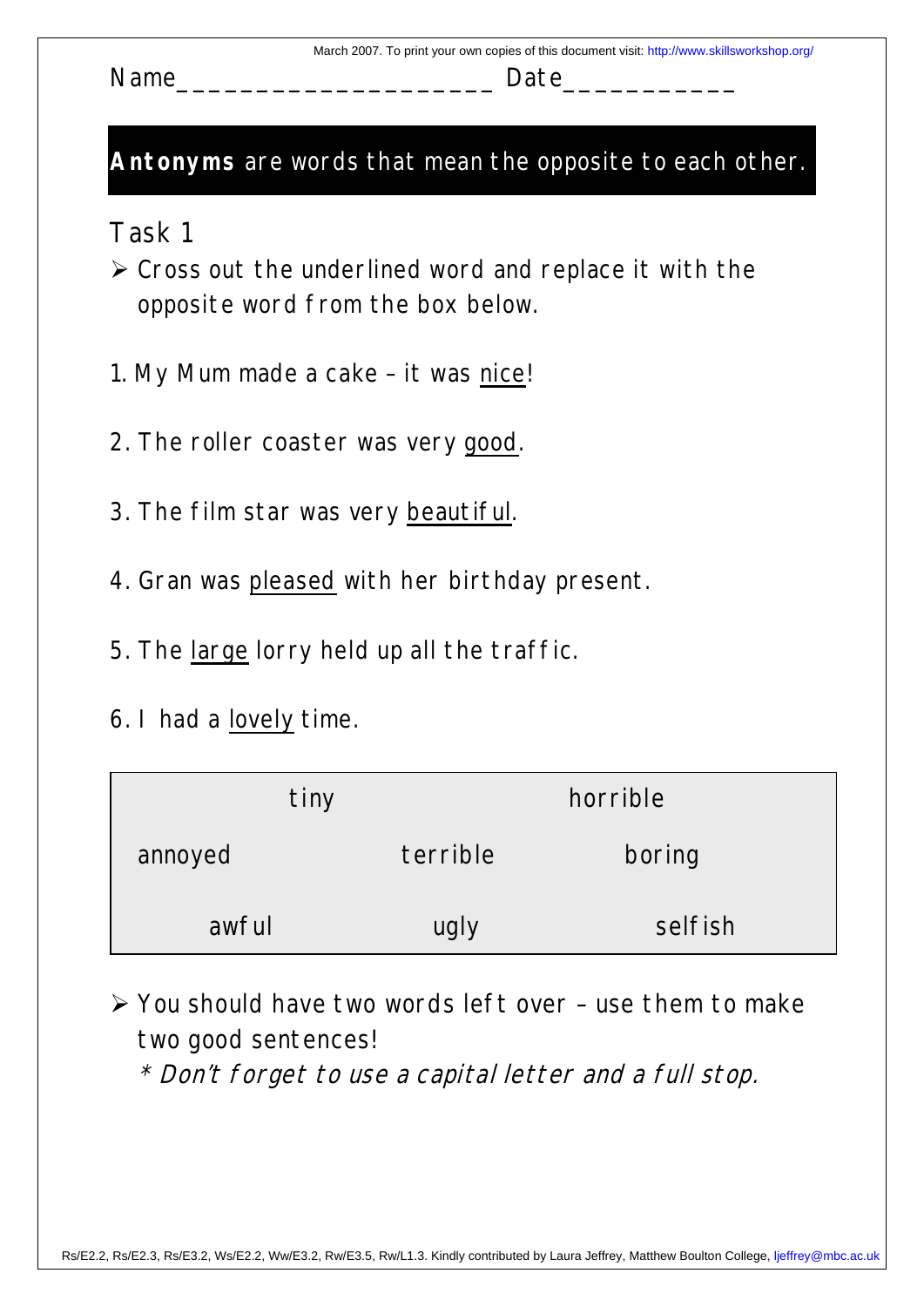Name____________________ Date___________

**Antonyms** are words that mean the opposite to each other.

## Task 1

- Cross out the underlined word and replace it with the opposite word from the box below.

1. My Mum made a cake – it was <u>nice</u>!

2. The roller coaster was very <u>good</u>.

3. The film star was very <u>beautiful</u>.

4. Gran was <u>pleased</u> with her birthday present.

5. The <u>large</u> lorry held up all the traffic.

6. I had a <u>lovely</u> time.

| | | |
|---|---|---|
| tiny | | horrible |
| annoyed | terrible | boring |
| awful | ugly | selfish |

- You should have two words left over – use them to make two good sentences!

  *\* Don't forget to use a capital letter and a full stop.*

Rs/E2.2, Rs/E2.3, Rs/E3.2, Ws/E2.2, Ww/E3.2, Rw/E3.5, Rw/L1.3. Kindly contributed by Laura Jeffrey, Matthew Boulton College, ljeffrey@mbc.ac.uk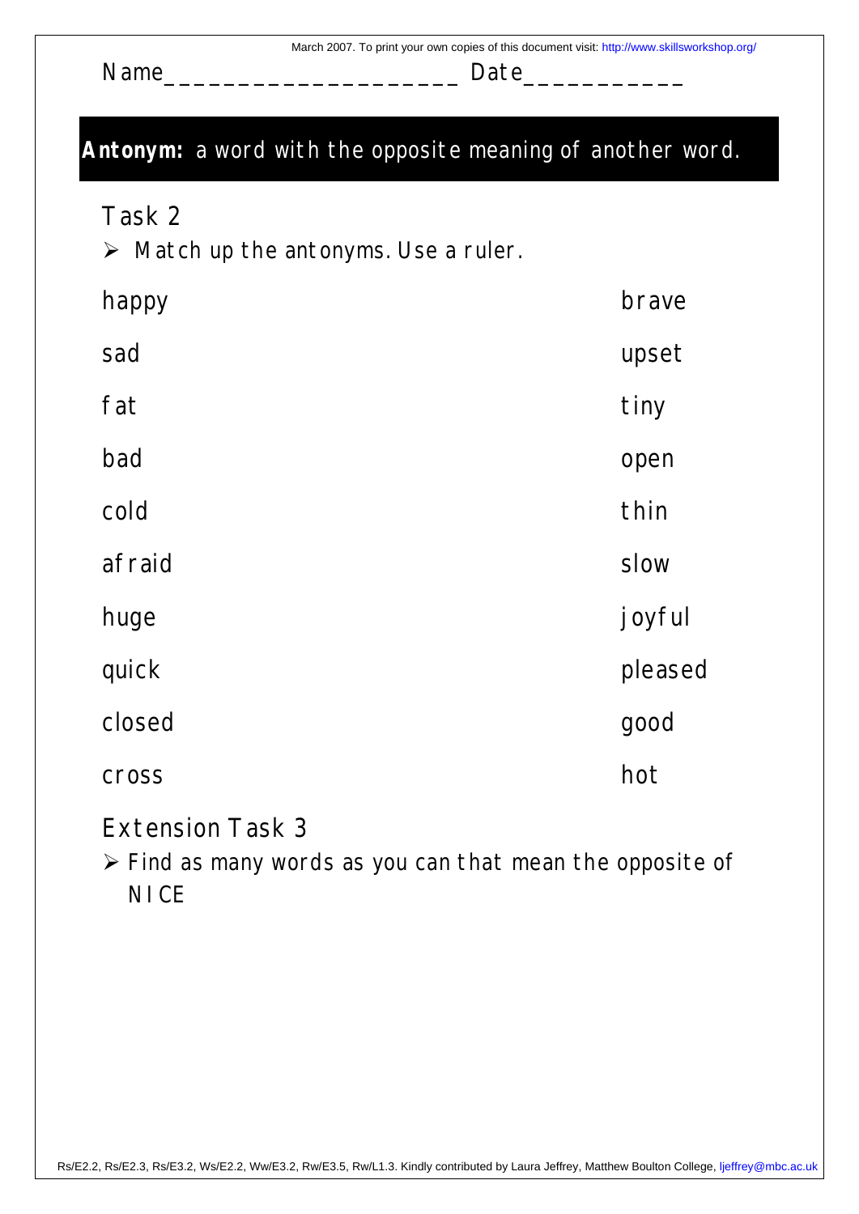Name____________________ Date___________

**Antonym:** a word with the opposite meaning of another word.

Task 2

- Match up the antonyms. Use a ruler.

| | |
|---|---|
| happy | brave |
| sad | upset |
| fat | tiny |
| bad | open |
| cold | thin |
| afraid | slow |
| huge | joyful |
| quick | pleased |
| closed | good |
| cross | hot |

Extension Task 3

- Find as many words as you can that mean the opposite of NICE

Rs/E2.2, Rs/E2.3, Rs/E3.2, Ws/E2.2, Ww/E3.2, Rw/E3.5, Rw/L1.3. Kindly contributed by Laura Jeffrey, Matthew Boulton College, ljeffrey@mbc.ac.uk